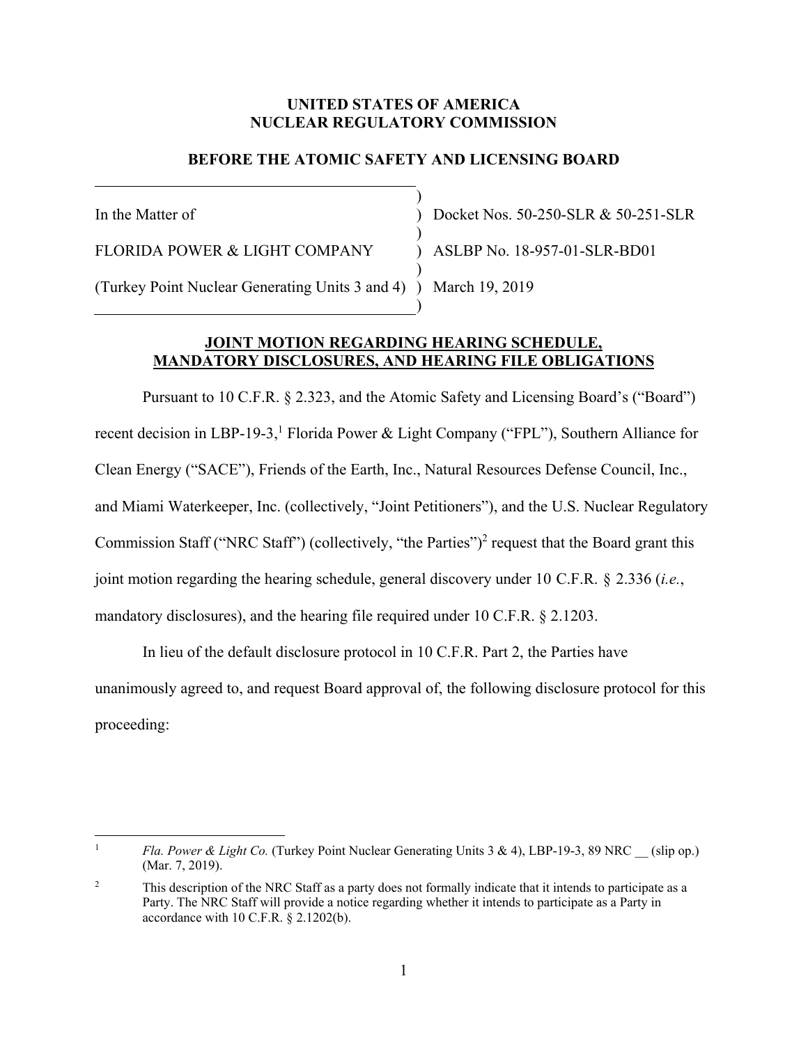**UNITED STATES OF AMERICA**
**NUCLEAR REGULATORY COMMISSION**

**BEFORE THE ATOMIC SAFETY AND LICENSING BOARD**

| | | |
|---|---|---|
| In the Matter of | ) | Docket Nos. 50-250-SLR & 50-251-SLR |
| FLORIDA POWER & LIGHT COMPANY | ) | ASLBP No. 18-957-01-SLR-BD01 |
| (Turkey Point Nuclear Generating Units 3 and 4) | ) | March 19, 2019 |

**JOINT MOTION REGARDING HEARING SCHEDULE, MANDATORY DISCLOSURES, AND HEARING FILE OBLIGATIONS**

Pursuant to 10 C.F.R. § 2.323, and the Atomic Safety and Licensing Board's ("Board") recent decision in LBP-19-3,[1] Florida Power & Light Company ("FPL"), Southern Alliance for Clean Energy ("SACE"), Friends of the Earth, Inc., Natural Resources Defense Council, Inc., and Miami Waterkeeper, Inc. (collectively, "Joint Petitioners"), and the U.S. Nuclear Regulatory Commission Staff ("NRC Staff") (collectively, "the Parties")[2] request that the Board grant this joint motion regarding the hearing schedule, general discovery under 10 C.F.R. § 2.336 (*i.e.*, mandatory disclosures), and the hearing file required under 10 C.F.R. § 2.1203.

In lieu of the default disclosure protocol in 10 C.F.R. Part 2, the Parties have unanimously agreed to, and request Board approval of, the following disclosure protocol for this proceeding:

---

[1] *Fla. Power & Light Co.* (Turkey Point Nuclear Generating Units 3 & 4), LBP-19-3, 89 NRC __ (slip op.) (Mar. 7, 2019).

[2] This description of the NRC Staff as a party does not formally indicate that it intends to participate as a Party. The NRC Staff will provide a notice regarding whether it intends to participate as a Party in accordance with 10 C.F.R. § 2.1202(b).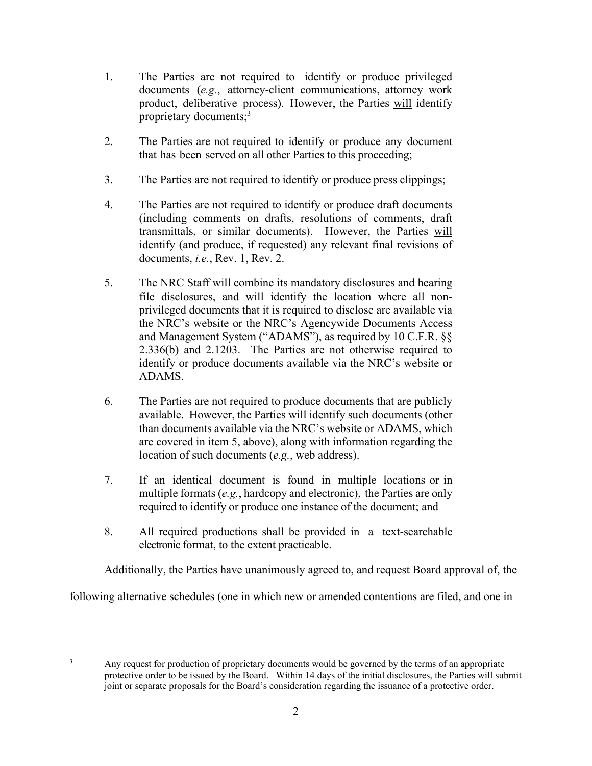1. The Parties are not required to identify or produce privileged documents (*e.g.*, attorney-client communications, attorney work product, deliberative process). However, the Parties will identify proprietary documents;[3]

2. The Parties are not required to identify or produce any document that has been served on all other Parties to this proceeding;

3. The Parties are not required to identify or produce press clippings;

4. The Parties are not required to identify or produce draft documents (including comments on drafts, resolutions of comments, draft transmittals, or similar documents). However, the Parties will identify (and produce, if requested) any relevant final revisions of documents, *i.e.*, Rev. 1, Rev. 2.

5. The NRC Staff will combine its mandatory disclosures and hearing file disclosures, and will identify the location where all non-privileged documents that it is required to disclose are available via the NRC's website or the NRC's Agencywide Documents Access and Management System ("ADAMS"), as required by 10 C.F.R. §§ 2.336(b) and 2.1203. The Parties are not otherwise required to identify or produce documents available via the NRC's website or ADAMS.

6. The Parties are not required to produce documents that are publicly available. However, the Parties will identify such documents (other than documents available via the NRC's website or ADAMS, which are covered in item 5, above), along with information regarding the location of such documents (*e.g.*, web address).

7. If an identical document is found in multiple locations or in multiple formats (*e.g.*, hardcopy and electronic), the Parties are only required to identify or produce one instance of the document; and

8. All required productions shall be provided in a text-searchable electronic format, to the extent practicable.

Additionally, the Parties have unanimously agreed to, and request Board approval of, the following alternative schedules (one in which new or amended contentions are filed, and one in

---

[3] Any request for production of proprietary documents would be governed by the terms of an appropriate protective order to be issued by the Board. Within 14 days of the initial disclosures, the Parties will submit joint or separate proposals for the Board's consideration regarding the issuance of a protective order.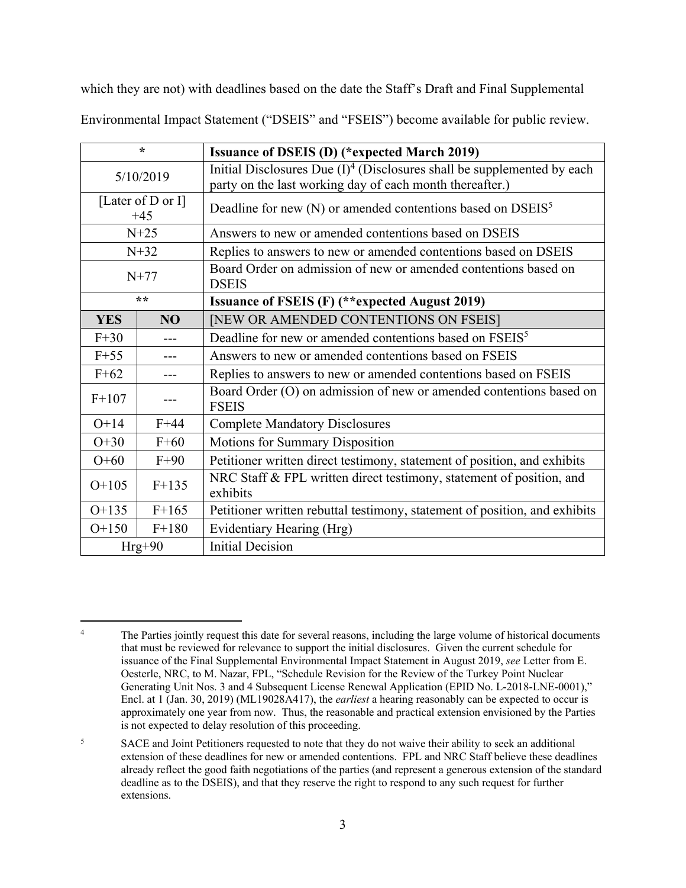which they are not) with deadlines based on the date the Staff's Draft and Final Supplemental Environmental Impact Statement ("DSEIS" and "FSEIS") become available for public review.

| * | | **Issuance of DSEIS (D) (*expected March 2019)** |
|---|---|---|
| 5/10/2019 | | Initial Disclosures Due (I)[4] (Disclosures shall be supplemented by each party on the last working day of each month thereafter.) |
| [Later of D or I] +45 | | Deadline for new (N) or amended contentions based on DSEIS[5] |
| N+25 | | Answers to new or amended contentions based on DSEIS |
| N+32 | | Replies to answers to new or amended contentions based on DSEIS |
| N+77 | | Board Order on admission of new or amended contentions based on DSEIS |
| ** | | **Issuance of FSEIS (F) (**expected August 2019)** |
| **YES** | **NO** | [NEW OR AMENDED CONTENTIONS ON FSEIS] |
| F+30 | --- | Deadline for new or amended contentions based on FSEIS[5] |
| F+55 | --- | Answers to new or amended contentions based on FSEIS |
| F+62 | --- | Replies to answers to new or amended contentions based on FSEIS |
| F+107 | --- | Board Order (O) on admission of new or amended contentions based on FSEIS |
| O+14 | F+44 | Complete Mandatory Disclosures |
| O+30 | F+60 | Motions for Summary Disposition |
| O+60 | F+90 | Petitioner written direct testimony, statement of position, and exhibits |
| O+105 | F+135 | NRC Staff & FPL written direct testimony, statement of position, and exhibits |
| O+135 | F+165 | Petitioner written rebuttal testimony, statement of position, and exhibits |
| O+150 | F+180 | Evidentiary Hearing (Hrg) |
| Hrg+90 | | Initial Decision |

[4] The Parties jointly request this date for several reasons, including the large volume of historical documents that must be reviewed for relevance to support the initial disclosures. Given the current schedule for issuance of the Final Supplemental Environmental Impact Statement in August 2019, *see* Letter from E. Oesterle, NRC, to M. Nazar, FPL, "Schedule Revision for the Review of the Turkey Point Nuclear Generating Unit Nos. 3 and 4 Subsequent License Renewal Application (EPID No. L-2018-LNE-0001)," Encl. at 1 (Jan. 30, 2019) (ML19028A417), the *earliest* a hearing reasonably can be expected to occur is approximately one year from now. Thus, the reasonable and practical extension envisioned by the Parties is not expected to delay resolution of this proceeding.

[5] SACE and Joint Petitioners requested to note that they do not waive their ability to seek an additional extension of these deadlines for new or amended contentions. FPL and NRC Staff believe these deadlines already reflect the good faith negotiations of the parties (and represent a generous extension of the standard deadline as to the DSEIS), and that they reserve the right to respond to any such request for further extensions.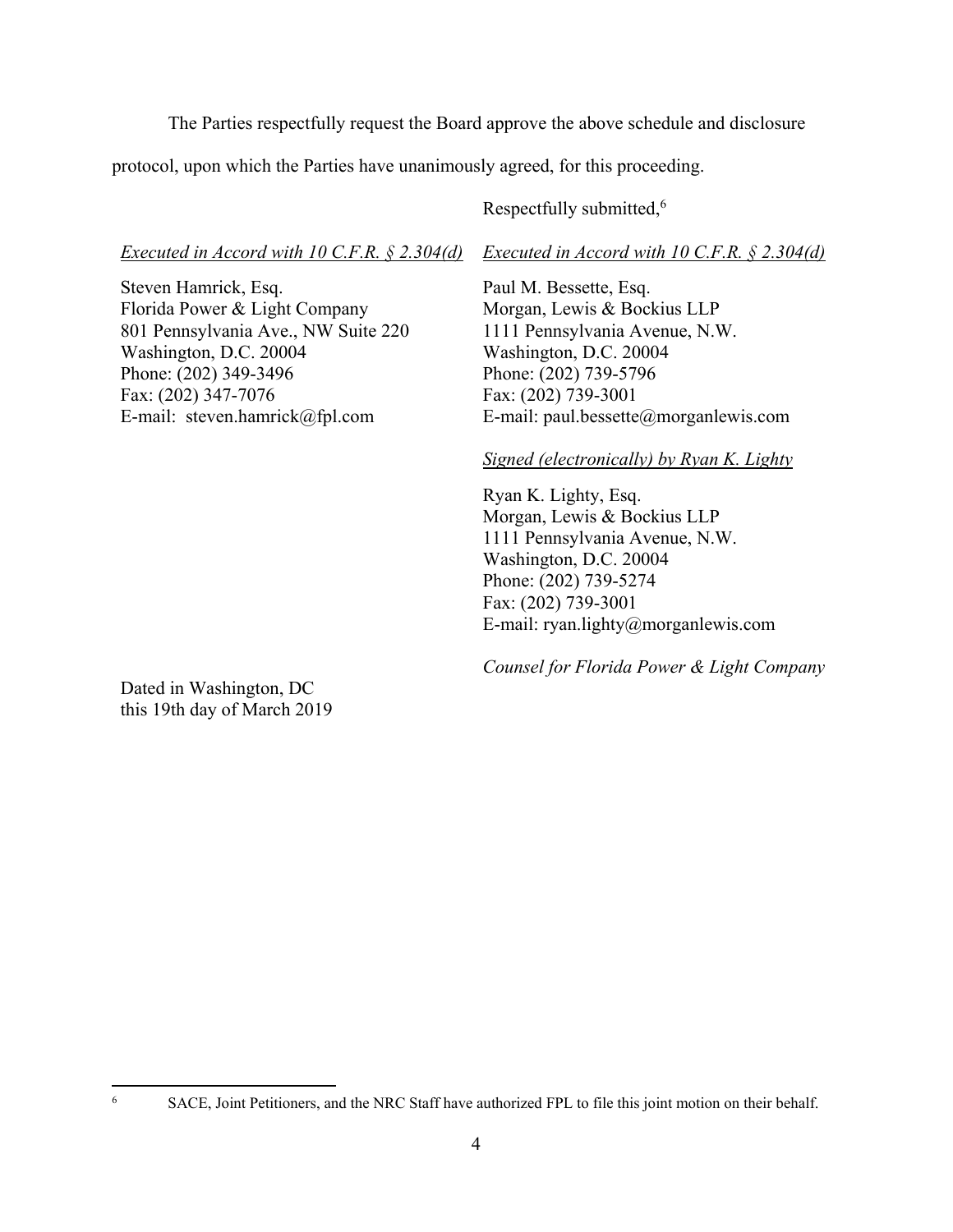The Parties respectfully request the Board approve the above schedule and disclosure protocol, upon which the Parties have unanimously agreed, for this proceeding.

Respectfully submitted,[6]

*Executed in Accord with 10 C.F.R. § 2.304(d)*

Steven Hamrick, Esq.
Florida Power & Light Company
801 Pennsylvania Ave., NW Suite 220
Washington, D.C. 20004
Phone: (202) 349-3496
Fax: (202) 347-7076
E-mail: steven.hamrick@fpl.com

*Executed in Accord with 10 C.F.R. § 2.304(d)*

Paul M. Bessette, Esq.
Morgan, Lewis & Bockius LLP
1111 Pennsylvania Avenue, N.W.
Washington, D.C. 20004
Phone: (202) 739-5796
Fax: (202) 739-3001
E-mail: paul.bessette@morganlewis.com

*Signed (electronically) by Ryan K. Lighty*

Ryan K. Lighty, Esq.
Morgan, Lewis & Bockius LLP
1111 Pennsylvania Avenue, N.W.
Washington, D.C. 20004
Phone: (202) 739-5274
Fax: (202) 739-3001
E-mail: ryan.lighty@morganlewis.com

*Counsel for Florida Power & Light Company*

Dated in Washington, DC
this 19th day of March 2019

---

[6] SACE, Joint Petitioners, and the NRC Staff have authorized FPL to file this joint motion on their behalf.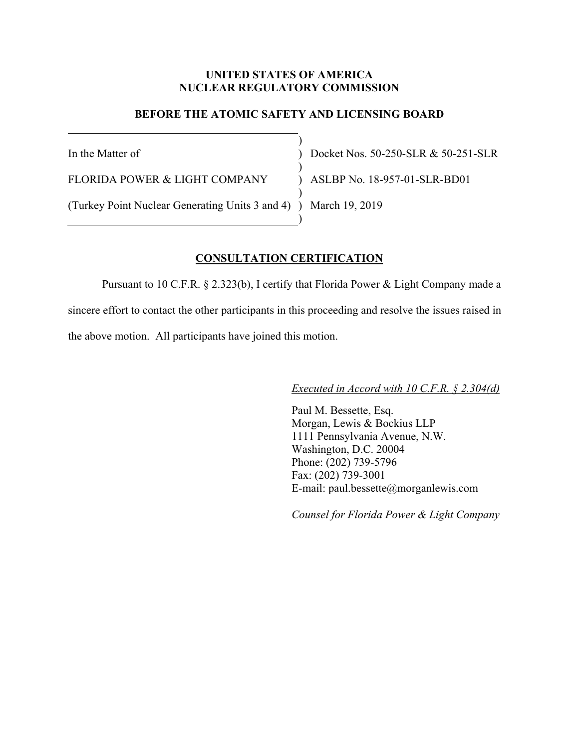**UNITED STATES OF AMERICA**
**NUCLEAR REGULATORY COMMISSION**

**BEFORE THE ATOMIC SAFETY AND LICENSING BOARD**

| | | |
|---|---|---|
| In the Matter of | ) | Docket Nos. 50-250-SLR & 50-251-SLR |
| FLORIDA POWER & LIGHT COMPANY | ) | ASLBP No. 18-957-01-SLR-BD01 |
| (Turkey Point Nuclear Generating Units 3 and 4) | ) | March 19, 2019 |

## CONSULTATION CERTIFICATION

Pursuant to 10 C.F.R. § 2.323(b), I certify that Florida Power & Light Company made a sincere effort to contact the other participants in this proceeding and resolve the issues raised in the above motion. All participants have joined this motion.

*Executed in Accord with 10 C.F.R. § 2.304(d)*

Paul M. Bessette, Esq.
Morgan, Lewis & Bockius LLP
1111 Pennsylvania Avenue, N.W.
Washington, D.C. 20004
Phone: (202) 739-5796
Fax: (202) 739-3001
E-mail: paul.bessette@morganlewis.com

*Counsel for Florida Power & Light Company*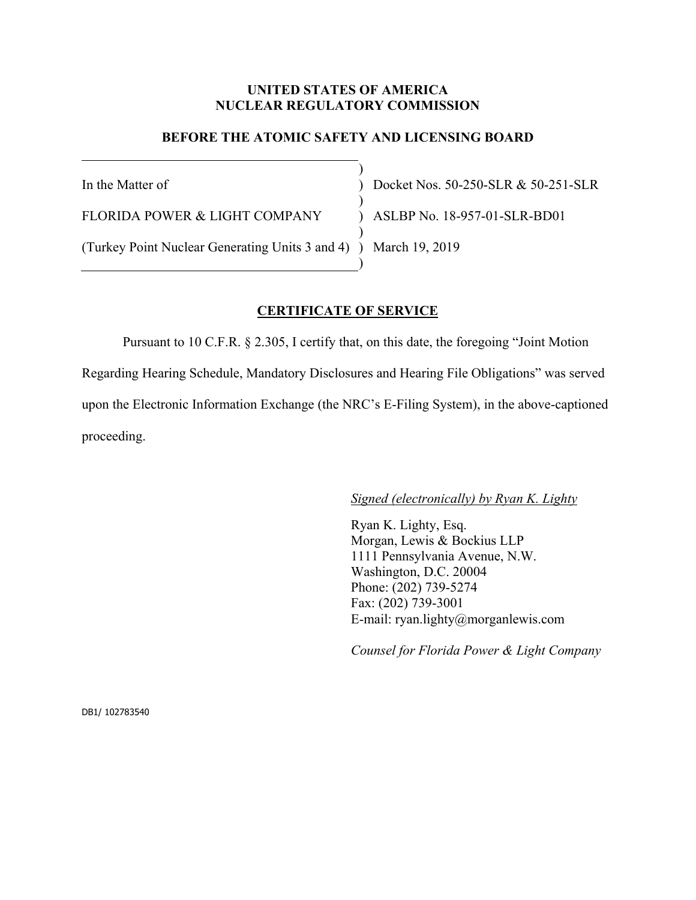**UNITED STATES OF AMERICA**
**NUCLEAR REGULATORY COMMISSION**

**BEFORE THE ATOMIC SAFETY AND LICENSING BOARD**

| | | |
|---|---|---|
| In the Matter of | ) | Docket Nos. 50-250-SLR & 50-251-SLR |
| FLORIDA POWER & LIGHT COMPANY | ) | ASLBP No. 18-957-01-SLR-BD01 |
| (Turkey Point Nuclear Generating Units 3 and 4) | ) | March 19, 2019 |

**CERTIFICATE OF SERVICE**

Pursuant to 10 C.F.R. § 2.305, I certify that, on this date, the foregoing "Joint Motion Regarding Hearing Schedule, Mandatory Disclosures and Hearing File Obligations" was served upon the Electronic Information Exchange (the NRC's E-Filing System), in the above-captioned proceeding.

*Signed (electronically) by Ryan K. Lighty*

Ryan K. Lighty, Esq.
Morgan, Lewis & Bockius LLP
1111 Pennsylvania Avenue, N.W.
Washington, D.C. 20004
Phone: (202) 739-5274
Fax: (202) 739-3001
E-mail: ryan.lighty@morganlewis.com

*Counsel for Florida Power & Light Company*

DB1/ 102783540